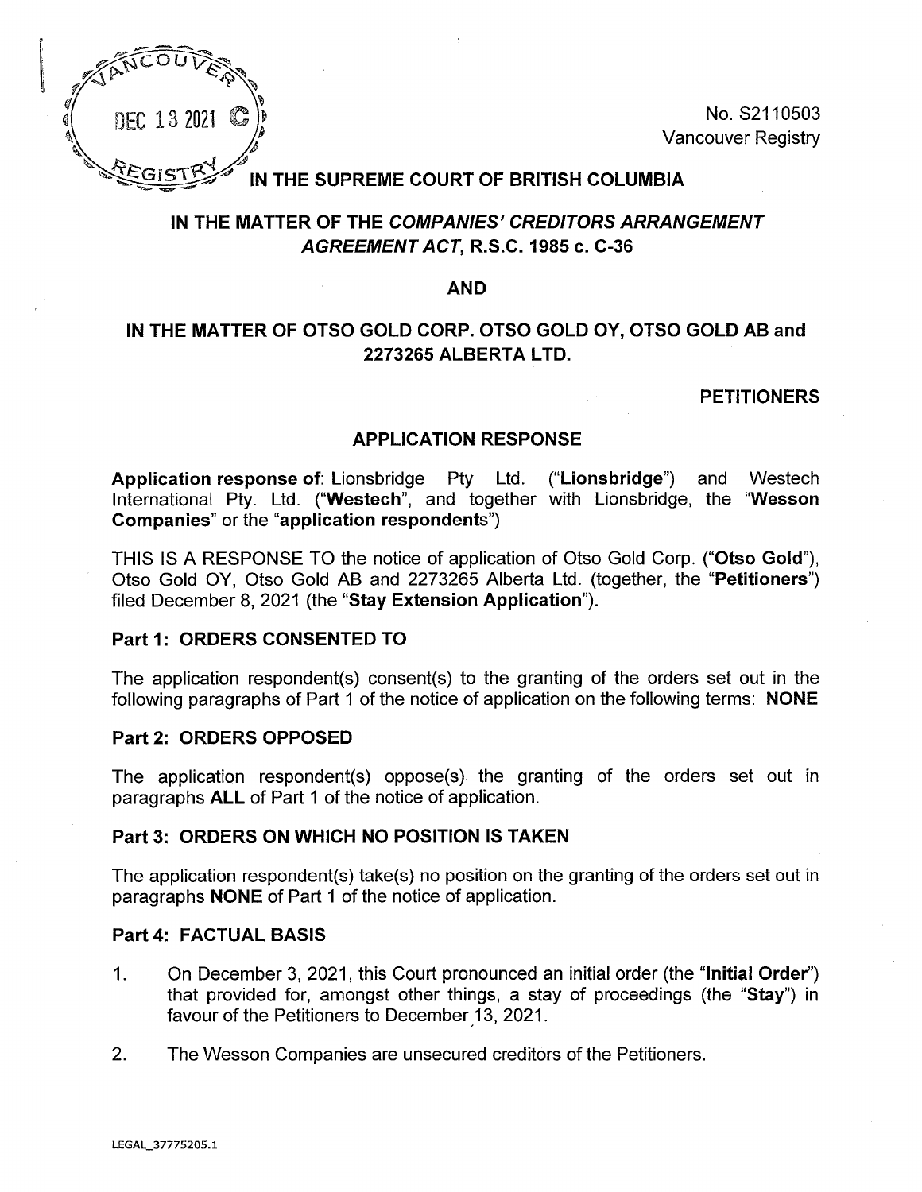DEC 13 2021

VANCOUVER REGISTRY

No. S2110503
Vancouver Registry

# IN THE SUPREME COURT OF BRITISH COLUMBIA

## IN THE MATTER OF THE *COMPANIES' CREDITORS ARRANGEMENT AGREEMENT ACT*, R.S.C. 1985 c. C-36

## AND

## IN THE MATTER OF OTSO GOLD CORP. OTSO GOLD OY, OTSO GOLD AB and 2273265 ALBERTA LTD.

**PETITIONERS**

## APPLICATION RESPONSE

**Application response of**: Lionsbridge Pty Ltd. ("**Lionsbridge**") and Westech International Pty. Ltd. ("**Westech**", and together with Lionsbridge, the "**Wesson Companies**" or the "**application respondents**")

THIS IS A RESPONSE TO the notice of application of Otso Gold Corp. ("**Otso Gold**"), Otso Gold OY, Otso Gold AB and 2273265 Alberta Ltd. (together, the "**Petitioners**") filed December 8, 2021 (the "**Stay Extension Application**").

### Part 1: ORDERS CONSENTED TO

The application respondent(s) consent(s) to the granting of the orders set out in the following paragraphs of Part 1 of the notice of application on the following terms: **NONE**

### Part 2: ORDERS OPPOSED

The application respondent(s) oppose(s) the granting of the orders set out in paragraphs **ALL** of Part 1 of the notice of application.

### Part 3: ORDERS ON WHICH NO POSITION IS TAKEN

The application respondent(s) take(s) no position on the granting of the orders set out in paragraphs **NONE** of Part 1 of the notice of application.

### Part 4: FACTUAL BASIS

1. On December 3, 2021, this Court pronounced an initial order (the "**Initial Order**") that provided for, amongst other things, a stay of proceedings (the "**Stay**") in favour of the Petitioners to December 13, 2021.
2. The Wesson Companies are unsecured creditors of the Petitioners.

LEGAL_37775205.1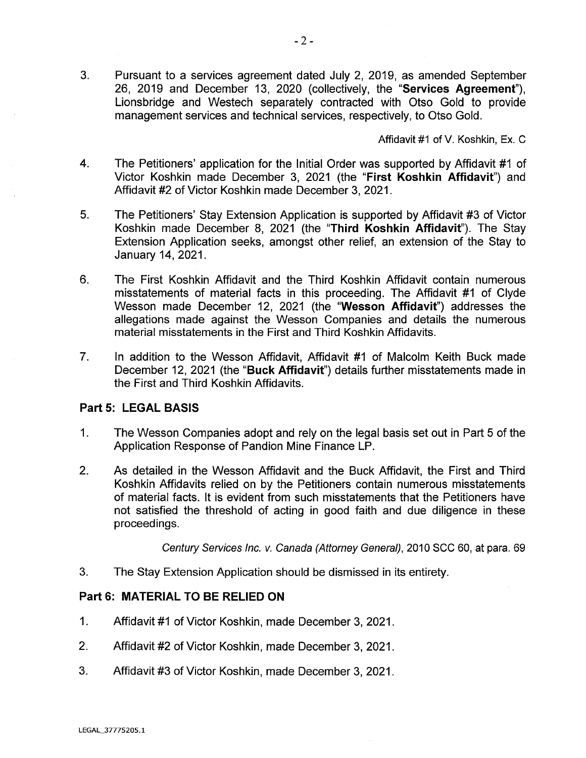3. Pursuant to a services agreement dated July 2, 2019, as amended September 26, 2019 and December 13, 2020 (collectively, the "**Services Agreement**"), Lionsbridge and Westech separately contracted with Otso Gold to provide management services and technical services, respectively, to Otso Gold.

Affidavit #1 of V. Koshkin, Ex. C

4. The Petitioners' application for the Initial Order was supported by Affidavit #1 of Victor Koshkin made December 3, 2021 (the "**First Koshkin Affidavit**") and Affidavit #2 of Victor Koshkin made December 3, 2021.

5. The Petitioners' Stay Extension Application is supported by Affidavit #3 of Victor Koshkin made December 8, 2021 (the "**Third Koshkin Affidavit**"). The Stay Extension Application seeks, amongst other relief, an extension of the Stay to January 14, 2021.

6. The First Koshkin Affidavit and the Third Koshkin Affidavit contain numerous misstatements of material facts in this proceeding. The Affidavit #1 of Clyde Wesson made December 12, 2021 (the "**Wesson Affidavit**") addresses the allegations made against the Wesson Companies and details the numerous material misstatements in the First and Third Koshkin Affidavits.

7. In addition to the Wesson Affidavit, Affidavit #1 of Malcolm Keith Buck made December 12, 2021 (the "**Buck Affidavit**") details further misstatements made in the First and Third Koshkin Affidavits.

## Part 5: LEGAL BASIS

1. The Wesson Companies adopt and rely on the legal basis set out in Part 5 of the Application Response of Pandion Mine Finance LP.

2. As detailed in the Wesson Affidavit and the Buck Affidavit, the First and Third Koshkin Affidavits relied on by the Petitioners contain numerous misstatements of material facts. It is evident from such misstatements that the Petitioners have not satisfied the threshold of acting in good faith and due diligence in these proceedings.

*Century Services Inc. v. Canada (Attorney General)*, 2010 SCC 60, at para. 69

3. The Stay Extension Application should be dismissed in its entirety.

## Part 6: MATERIAL TO BE RELIED ON

1. Affidavit #1 of Victor Koshkin, made December 3, 2021.

2. Affidavit #2 of Victor Koshkin, made December 3, 2021.

3. Affidavit #3 of Victor Koshkin, made December 3, 2021.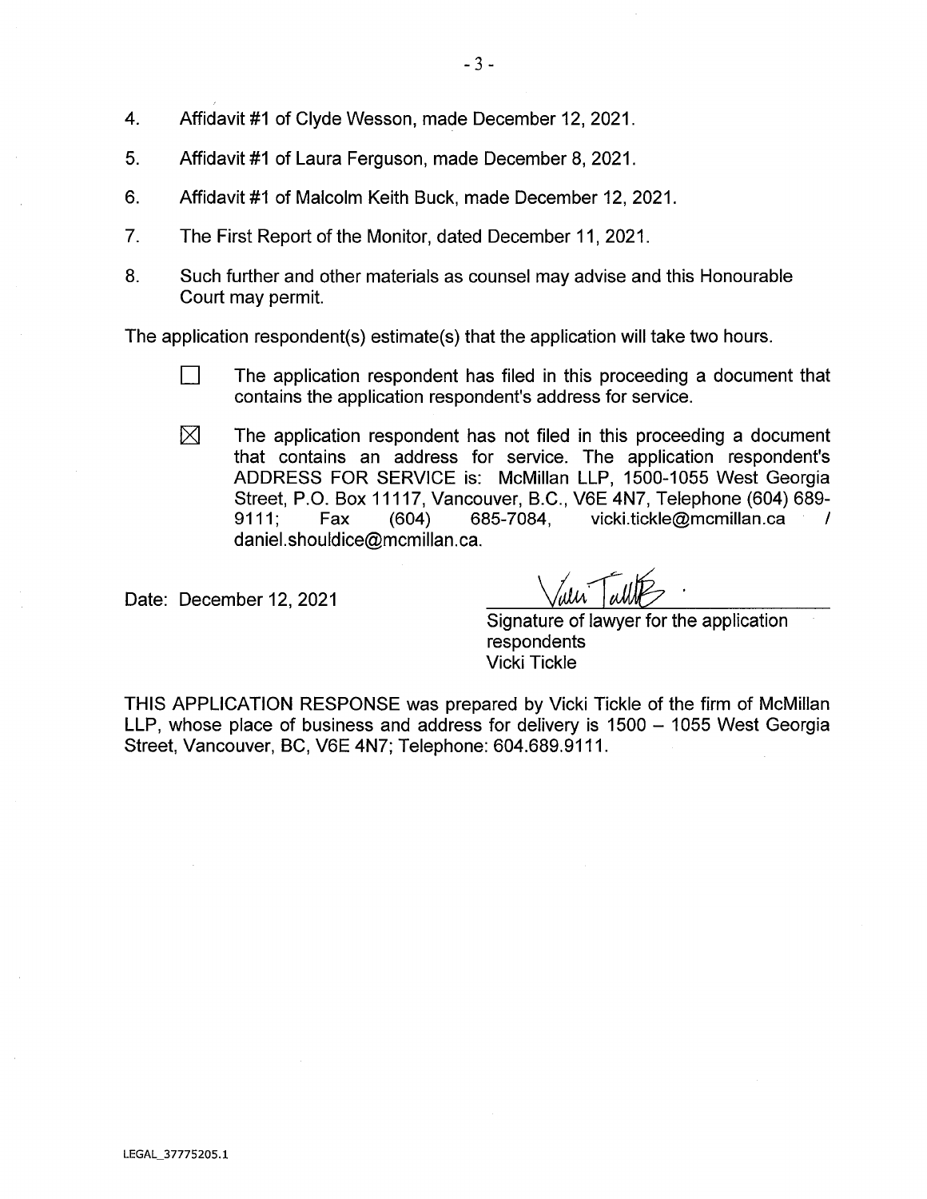4. Affidavit #1 of Clyde Wesson, made December 12, 2021.

5. Affidavit #1 of Laura Ferguson, made December 8, 2021.

6. Affidavit #1 of Malcolm Keith Buck, made December 12, 2021.

7. The First Report of the Monitor, dated December 11, 2021.

8. Such further and other materials as counsel may advise and this Honourable Court may permit.

The application respondent(s) estimate(s) that the application will take two hours.

☐ The application respondent has filed in this proceeding a document that contains the application respondent's address for service.

☒ The application respondent has not filed in this proceeding a document that contains an address for service. The application respondent's ADDRESS FOR SERVICE is: McMillan LLP, 1500-1055 West Georgia Street, P.O. Box 11117, Vancouver, B.C., V6E 4N7, Telephone (604) 689-9111; Fax (604) 685-7084, vicki.tickle@mcmillan.ca / daniel.shouldice@mcmillan.ca.

Date: December 12, 2021

Signature of lawyer for the application respondents
Vicki Tickle

THIS APPLICATION RESPONSE was prepared by Vicki Tickle of the firm of McMillan LLP, whose place of business and address for delivery is 1500 – 1055 West Georgia Street, Vancouver, BC, V6E 4N7; Telephone: 604.689.9111.

LEGAL_37775205.1